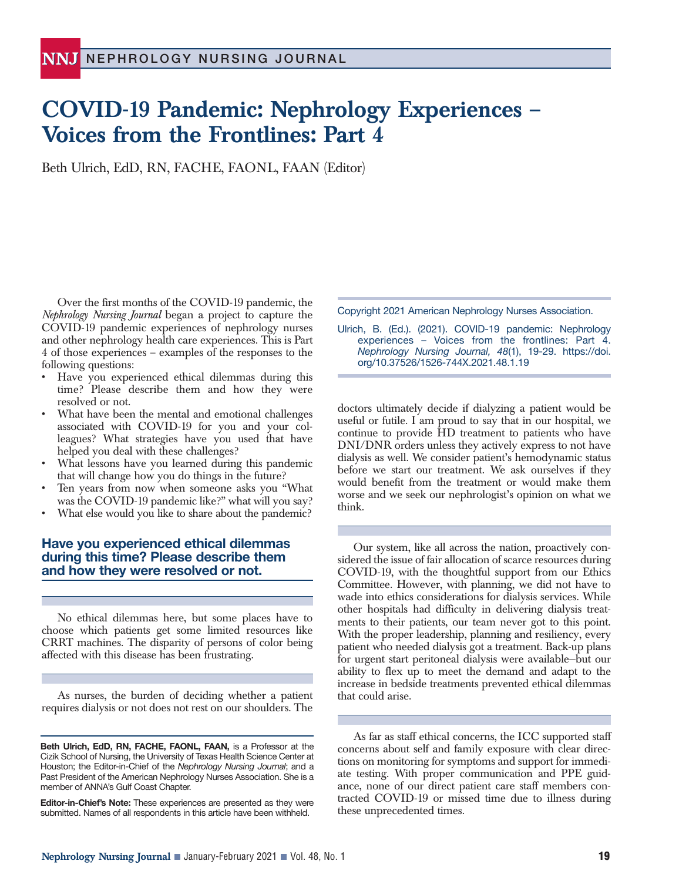# COVID-19 Pandemic: Nephrology Experiences – Voices from the Frontlines: Part 4

Beth Ulrich, EdD, RN, FACHE, FAONL, FAAN (Editor)

Over the first months of the COVID-19 pandemic, the *Nephrology Nursing Journal* began a project to capture the COVID-19 pandemic experiences of nephrology nurses and other nephrology health care experiences. This is Part 4 of those experiences – examples of the responses to the following questions:

- Have you experienced ethical dilemmas during this time? Please describe them and how they were resolved or not.
- What have been the mental and emotional challenges associated with COVID-19 for you and your colleagues? What strategies have you used that have helped you deal with these challenges?
- What lessons have you learned during this pandemic that will change how you do things in the future?
- Ten years from now when someone asks you "What was the COVID-19 pandemic like?" what will you say?
- What else would you like to share about the pandemic?

## Have you experienced ethical dilemmas during this time? Please describe them and how they were resolved or not.

No ethical dilemmas here, but some places have to choose which patients get some limited resources like CRRT machines. The disparity of persons of color being affected with this disease has been frustrating.

As nurses, the burden of deciding whether a patient requires dialysis or not does not rest on our shoulders. The doctors ultimately decide if dialyzing a patient would be useful or futile. I am proud to say that in our hospital, we continue to provide HD treatment to patients who have DNI/DNR orders unless they actively express to not have dialysis as well. We consider patient's hemodynamic status before we start our treatment. We ask ourselves if they would benefit from the treatment or would make them worse and we seek our nephrologist's opinion on what we think.

Our system, like all across the nation, proactively considered the issue of fair allocation of scarce resources during COVID-19, with the thoughtful support from our Ethics Committee. However, with planning, we did not have to wade into ethics considerations for dialysis services. While other hospitals had difficulty in delivering dialysis treatments to their patients, our team never got to this point. With the proper leadership, planning and resiliency, every patient who needed dialysis got a treatment. Back-up plans for urgent start peritoneal dialysis were available–but our ability to flex up to meet the demand and adapt to the increase in bedside treatments prevented ethical dilemmas that could arise.

As far as staff ethical concerns, the ICC supported staff concerns about self and family exposure with clear directions on monitoring for symptoms and support for immediate testing. With proper communication and PPE guidance, none of our direct patient care staff members contracted COVID-19 or missed time due to illness during these unprecedented times.

---

Copyright 2021 American Nephrology Nurses Association.

Ulrich, B. (Ed.). (2021). COVID-19 pandemic: Nephrology experiences – Voices from the frontlines: Part 4. *Nephrology Nursing Journal, 48*(1), 19-29. https://doi.org/10.37526/1526-744X.2021.48.1.19

**Beth Ulrich, EdD, RN, FACHE, FAONL, FAAN,** is a Professor at the Cizik School of Nursing, the University of Texas Health Science Center at Houston; the Editor-in-Chief of the *Nephrology Nursing Journal*; and a Past President of the American Nephrology Nurses Association. She is a member of ANNA's Gulf Coast Chapter.

**Editor-in-Chief's Note:** These experiences are presented as they were submitted. Names of all respondents in this article have been withheld.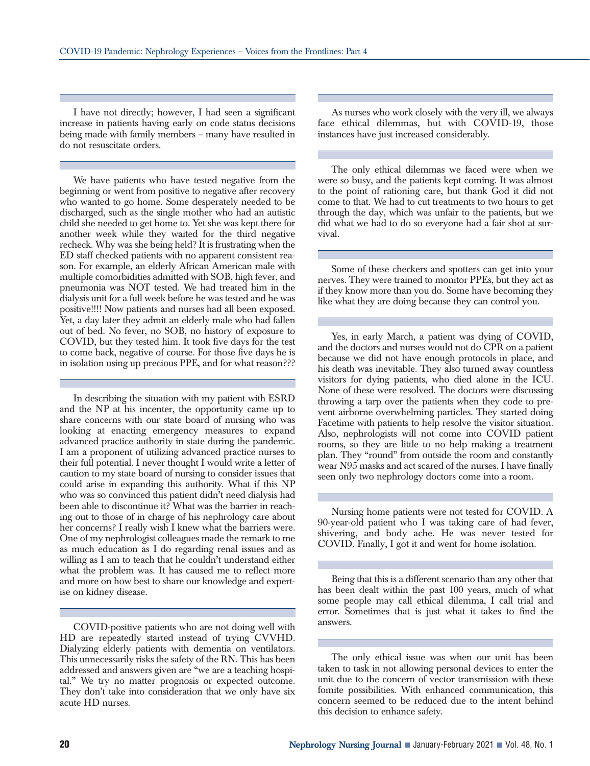I have not directly; however, I had seen a significant increase in patients having early on code status decisions being made with family members – many have resulted in do not resuscitate orders.

We have patients who have tested negative from the beginning or went from positive to negative after recovery who wanted to go home. Some desperately needed to be discharged, such as the single mother who had an autistic child she needed to get home to. Yet she was kept there for another week while they waited for the third negative recheck. Why was she being held? It is frustrating when the ED staff checked patients with no apparent consistent reason. For example, an elderly African American male with multiple comorbidities admitted with SOB, high fever, and pneumonia was NOT tested. We had treated him in the dialysis unit for a full week before he was tested and he was positive!!!! Now patients and nurses had all been exposed. Yet, a day later they admit an elderly male who had fallen out of bed. No fever, no SOB, no history of exposure to COVID, but they tested him. It took five days for the test to come back, negative of course. For those five days he is in isolation using up precious PPE, and for what reason???

In describing the situation with my patient with ESRD and the NP at his incenter, the opportunity came up to share concerns with our state board of nursing who was looking at enacting emergency measures to expand advanced practice authority in state during the pandemic. I am a proponent of utilizing advanced practice nurses to their full potential. I never thought I would write a letter of caution to my state board of nursing to consider issues that could arise in expanding this authority. What if this NP who was so convinced this patient didn't need dialysis had been able to discontinue it? What was the barrier in reaching out to those of in charge of his nephrology care about her concerns? I really wish I knew what the barriers were. One of my nephrologist colleagues made the remark to me as much education as I do regarding renal issues and as willing as I am to teach that he couldn't understand either what the problem was. It has caused me to reflect more and more on how best to share our knowledge and expertise on kidney disease.

COVID-positive patients who are not doing well with HD are repeatedly started instead of trying CVVHD. Dialyzing elderly patients with dementia on ventilators. This unnecessarily risks the safety of the RN. This has been addressed and answers given are "we are a teaching hospital." We try no matter prognosis or expected outcome. They don't take into consideration that we only have six acute HD nurses.

As nurses who work closely with the very ill, we always face ethical dilemmas, but with COVID-19, those instances have just increased considerably.

The only ethical dilemmas we faced were when we were so busy, and the patients kept coming. It was almost to the point of rationing care, but thank God it did not come to that. We had to cut treatments to two hours to get through the day, which was unfair to the patients, but we did what we had to do so everyone had a fair shot at survival.

Some of these checkers and spotters can get into your nerves. They were trained to monitor PPEs, but they act as if they know more than you do. Some have becoming they like what they are doing because they can control you.

Yes, in early March, a patient was dying of COVID, and the doctors and nurses would not do CPR on a patient because we did not have enough protocols in place, and his death was inevitable. They also turned away countless visitors for dying patients, who died alone in the ICU. None of these were resolved. The doctors were discussing throwing a tarp over the patients when they code to prevent airborne overwhelming particles. They started doing Facetime with patients to help resolve the visitor situation. Also, nephrologists will not come into COVID patient rooms, so they are little to no help making a treatment plan. They "round" from outside the room and constantly wear N95 masks and act scared of the nurses. I have finally seen only two nephrology doctors come into a room.

Nursing home patients were not tested for COVID. A 90-year-old patient who I was taking care of had fever, shivering, and body ache. He was never tested for COVID. Finally, I got it and went for home isolation.

Being that this is a different scenario than any other that has been dealt within the past 100 years, much of what some people may call ethical dilemma, I call trial and error. Sometimes that is just what it takes to find the answers.

The only ethical issue was when our unit has been taken to task in not allowing personal devices to enter the unit due to the concern of vector transmission with these fomite possibilities. With enhanced communication, this concern seemed to be reduced due to the intent behind this decision to enhance safety.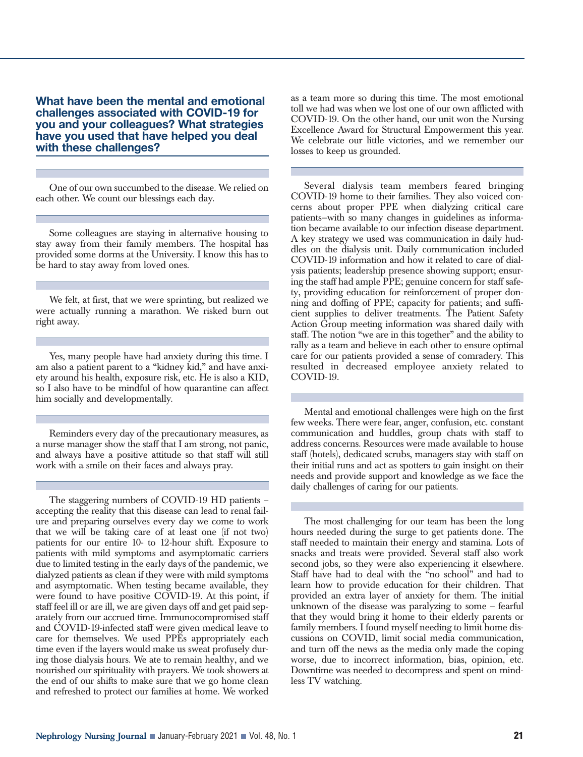### What have been the mental and emotional challenges associated with COVID-19 for you and your colleagues? What strategies have you used that have helped you deal with these challenges?

---

One of our own succumbed to the disease. We relied on each other. We count our blessings each day.

---

Some colleagues are staying in alternative housing to stay away from their family members. The hospital has provided some dorms at the University. I know this has to be hard to stay away from loved ones.

---

We felt, at first, that we were sprinting, but realized we were actually running a marathon. We risked burn out right away.

---

Yes, many people have had anxiety during this time. I am also a patient parent to a "kidney kid," and have anxiety around his health, exposure risk, etc. He is also a KID, so I also have to be mindful of how quarantine can affect him socially and developmentally.

---

Reminders every day of the precautionary measures, as a nurse manager show the staff that I am strong, not panic, and always have a positive attitude so that staff will still work with a smile on their faces and always pray.

---

The staggering numbers of COVID-19 HD patients – accepting the reality that this disease can lead to renal failure and preparing ourselves every day we come to work that we will be taking care of at least one (if not two) patients for our entire 10- to 12-hour shift. Exposure to patients with mild symptoms and asymptomatic carriers due to limited testing in the early days of the pandemic, we dialyzed patients as clean if they were with mild symptoms and asymptomatic. When testing became available, they were found to have positive COVID-19. At this point, if staff feel ill or are ill, we are given days off and get paid separately from our accrued time. Immunocompromised staff and COVID-19-infected staff were given medical leave to care for themselves. We used PPEs appropriately each time even if the layers would make us sweat profusely during those dialysis hours. We ate to remain healthy, and we nourished our spirituality with prayers. We took showers at the end of our shifts to make sure that we go home clean and refreshed to protect our families at home. We worked as a team more so during this time. The most emotional toll we had was when we lost one of our own afflicted with COVID-19. On the other hand, our unit won the Nursing Excellence Award for Structural Empowerment this year. We celebrate our little victories, and we remember our losses to keep us grounded.

---

Several dialysis team members feared bringing COVID-19 home to their families. They also voiced concerns about proper PPE when dialyzing critical care patients–with so many changes in guidelines as information became available to our infection disease department. A key strategy we used was communication in daily huddles on the dialysis unit. Daily communication included COVID-19 information and how it related to care of dialysis patients; leadership presence showing support; ensuring the staff had ample PPE; genuine concern for staff safety, providing education for reinforcement of proper donning and doffing of PPE; capacity for patients; and sufficient supplies to deliver treatments. The Patient Safety Action Group meeting information was shared daily with staff. The notion "we are in this together" and the ability to rally as a team and believe in each other to ensure optimal care for our patients provided a sense of comradery. This resulted in decreased employee anxiety related to COVID-19.

---

Mental and emotional challenges were high on the first few weeks. There were fear, anger, confusion, etc. constant communication and huddles, group chats with staff to address concerns. Resources were made available to house staff (hotels), dedicated scrubs, managers stay with staff on their initial runs and act as spotters to gain insight on their needs and provide support and knowledge as we face the daily challenges of caring for our patients.

---

The most challenging for our team has been the long hours needed during the surge to get patients done. The staff needed to maintain their energy and stamina. Lots of snacks and treats were provided. Several staff also work second jobs, so they were also experiencing it elsewhere. Staff have had to deal with the "no school" and had to learn how to provide education for their children. That provided an extra layer of anxiety for them. The initial unknown of the disease was paralyzing to some – fearful that they would bring it home to their elderly parents or family members. I found myself needing to limit home discussions on COVID, limit social media communication, and turn off the news as the media only made the coping worse, due to incorrect information, bias, opinion, etc. Downtime was needed to decompress and spent on mindless TV watching.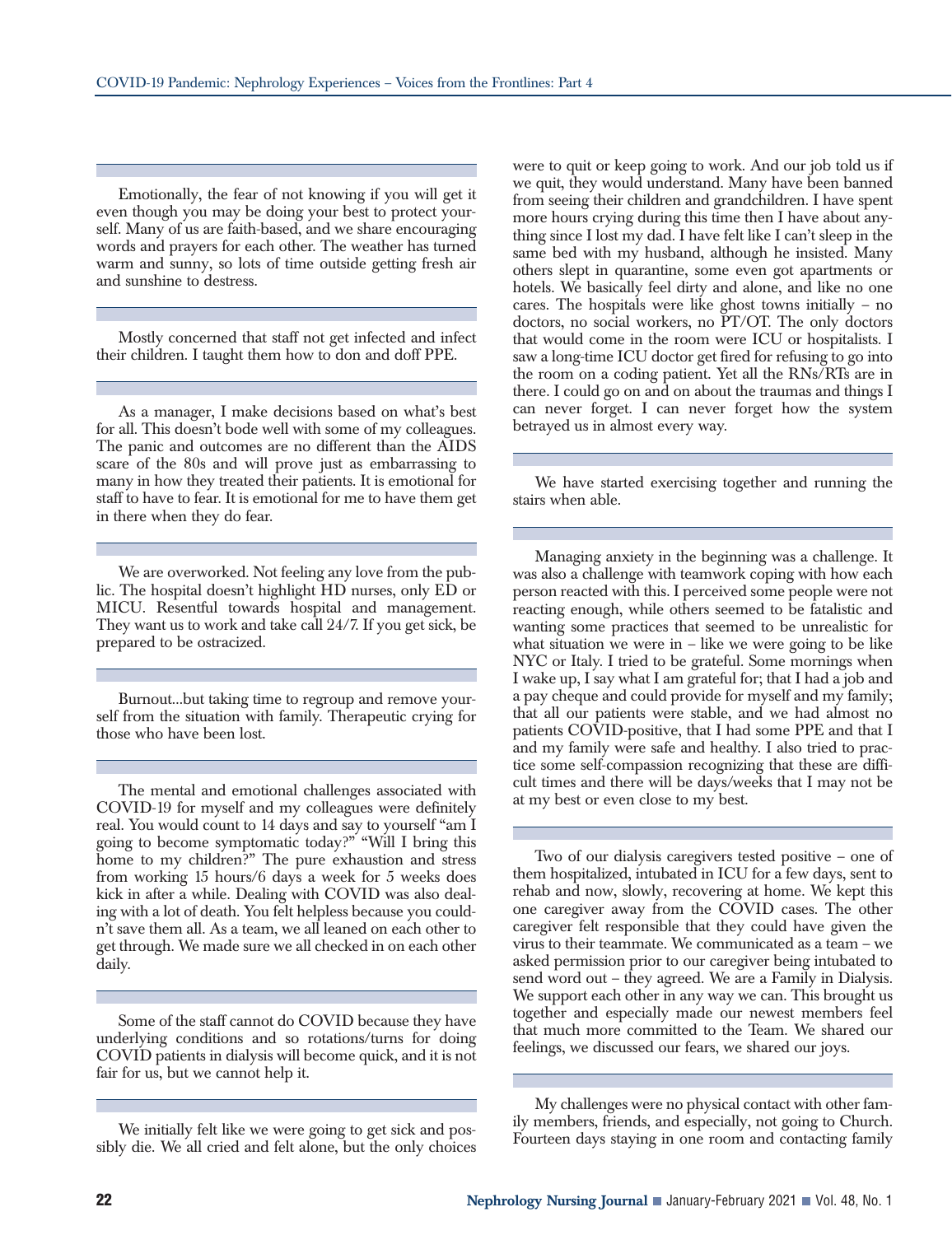Emotionally, the fear of not knowing if you will get it even though you may be doing your best to protect yourself. Many of us are faith-based, and we share encouraging words and prayers for each other. The weather has turned warm and sunny, so lots of time outside getting fresh air and sunshine to destress.

---

Mostly concerned that staff not get infected and infect their children. I taught them how to don and doff PPE.

---

As a manager, I make decisions based on what's best for all. This doesn't bode well with some of my colleagues. The panic and outcomes are no different than the AIDS scare of the 80s and will prove just as embarrassing to many in how they treated their patients. It is emotional for staff to have to fear. It is emotional for me to have them get in there when they do fear.

---

We are overworked. Not feeling any love from the public. The hospital doesn't highlight HD nurses, only ED or MICU. Resentful towards hospital and management. They want us to work and take call 24/7. If you get sick, be prepared to be ostracized.

---

Burnout...but taking time to regroup and remove yourself from the situation with family. Therapeutic crying for those who have been lost.

---

The mental and emotional challenges associated with COVID-19 for myself and my colleagues were definitely real. You would count to 14 days and say to yourself "am I going to become symptomatic today?" "Will I bring this home to my children?" The pure exhaustion and stress from working 15 hours/6 days a week for 5 weeks does kick in after a while. Dealing with COVID was also dealing with a lot of death. You felt helpless because you couldn't save them all. As a team, we all leaned on each other to get through. We made sure we all checked in on each other daily.

---

Some of the staff cannot do COVID because they have underlying conditions and so rotations/turns for doing COVID patients in dialysis will become quick, and it is not fair for us, but we cannot help it.

---

We initially felt like we were going to get sick and possibly die. We all cried and felt alone, but the only choices were to quit or keep going to work. And our job told us if we quit, they would understand. Many have been banned from seeing their children and grandchildren. I have spent more hours crying during this time then I have about anything since I lost my dad. I have felt like I can't sleep in the same bed with my husband, although he insisted. Many others slept in quarantine, some even got apartments or hotels. We basically feel dirty and alone, and like no one cares. The hospitals were like ghost towns initially – no doctors, no social workers, no PT/OT. The only doctors that would come in the room were ICU or hospitalists. I saw a long-time ICU doctor get fired for refusing to go into the room on a coding patient. Yet all the RNs/RTs are in there. I could go on and on about the traumas and things I can never forget. I can never forget how the system betrayed us in almost every way.

---

We have started exercising together and running the stairs when able.

---

Managing anxiety in the beginning was a challenge. It was also a challenge with teamwork coping with how each person reacted with this. I perceived some people were not reacting enough, while others seemed to be fatalistic and wanting some practices that seemed to be unrealistic for what situation we were in – like we were going to be like NYC or Italy. I tried to be grateful. Some mornings when I wake up, I say what I am grateful for; that I had a job and a pay cheque and could provide for myself and my family; that all our patients were stable, and we had almost no patients COVID-positive, that I had some PPE and that I and my family were safe and healthy. I also tried to practice some self-compassion recognizing that these are difficult times and there will be days/weeks that I may not be at my best or even close to my best.

---

Two of our dialysis caregivers tested positive – one of them hospitalized, intubated in ICU for a few days, sent to rehab and now, slowly, recovering at home. We kept this one caregiver away from the COVID cases. The other caregiver felt responsible that they could have given the virus to their teammate. We communicated as a team – we asked permission prior to our caregiver being intubated to send word out – they agreed. We are a Family in Dialysis. We support each other in any way we can. This brought us together and especially made our newest members feel that much more committed to the Team. We shared our feelings, we discussed our fears, we shared our joys.

---

My challenges were no physical contact with other family members, friends, and especially, not going to Church. Fourteen days staying in one room and contacting family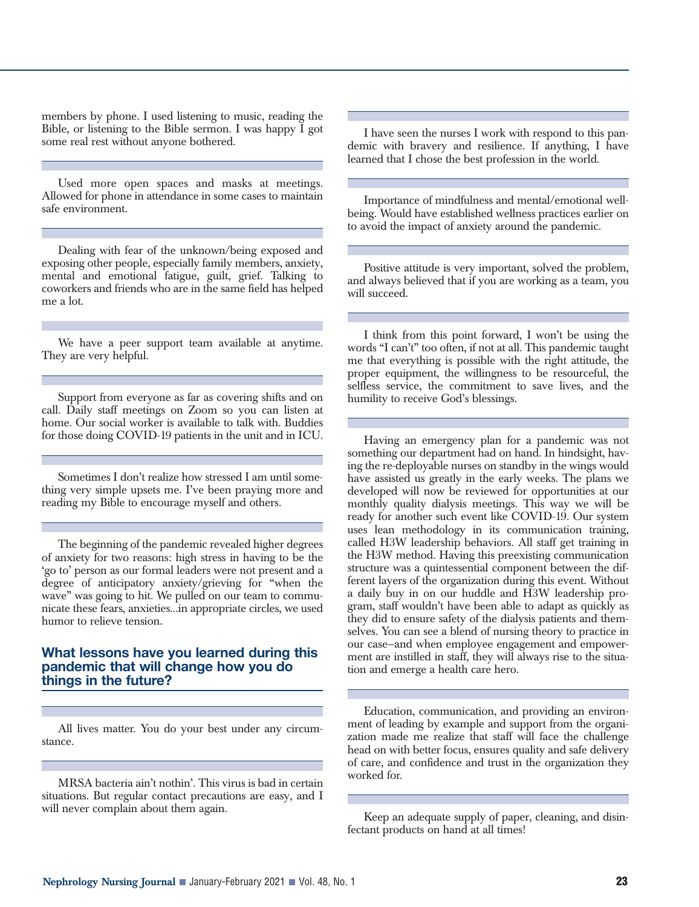members by phone. I used listening to music, reading the Bible, or listening to the Bible sermon. I was happy I got some real rest without anyone bothered.

---

Used more open spaces and masks at meetings. Allowed for phone in attendance in some cases to maintain safe environment.

---

Dealing with fear of the unknown/being exposed and exposing other people, especially family members, anxiety, mental and emotional fatigue, guilt, grief. Talking to coworkers and friends who are in the same field has helped me a lot.

---

We have a peer support team available at anytime. They are very helpful.

---

Support from everyone as far as covering shifts and on call. Daily staff meetings on Zoom so you can listen at home. Our social worker is available to talk with. Buddies for those doing COVID-19 patients in the unit and in ICU.

---

Sometimes I don't realize how stressed I am until something very simple upsets me. I've been praying more and reading my Bible to encourage myself and others.

---

The beginning of the pandemic revealed higher degrees of anxiety for two reasons: high stress in having to be the 'go to' person as our formal leaders were not present and a degree of anticipatory anxiety/grieving for "when the wave" was going to hit. We pulled on our team to communicate these fears, anxieties...in appropriate circles, we used humor to relieve tension.

## What lessons have you learned during this pandemic that will change how you do things in the future?

---

All lives matter. You do your best under any circumstance.

---

MRSA bacteria ain't nothin'. This virus is bad in certain situations. But regular contact precautions are easy, and I will never complain about them again.

---

I have seen the nurses I work with respond to this pandemic with bravery and resilience. If anything, I have learned that I chose the best profession in the world.

---

Importance of mindfulness and mental/emotional wellbeing. Would have established wellness practices earlier on to avoid the impact of anxiety around the pandemic.

---

Positive attitude is very important, solved the problem, and always believed that if you are working as a team, you will succeed.

---

I think from this point forward, I won't be using the words "I can't" too often, if not at all. This pandemic taught me that everything is possible with the right attitude, the proper equipment, the willingness to be resourceful, the selfless service, the commitment to save lives, and the humility to receive God's blessings.

---

Having an emergency plan for a pandemic was not something our department had on hand. In hindsight, having the re-deployable nurses on standby in the wings would have assisted us greatly in the early weeks. The plans we developed will now be reviewed for opportunities at our monthly quality dialysis meetings. This way we will be ready for another such event like COVID-19. Our system uses lean methodology in its communication training, called H3W leadership behaviors. All staff get training in the H3W method. Having this preexisting communication structure was a quintessential component between the different layers of the organization during this event. Without a daily buy in on our huddle and H3W leadership program, staff wouldn't have been able to adapt as quickly as they did to ensure safety of the dialysis patients and themselves. You can see a blend of nursing theory to practice in our case–and when employee engagement and empowerment are instilled in staff, they will always rise to the situation and emerge a health care hero.

---

Education, communication, and providing an environment of leading by example and support from the organization made me realize that staff will face the challenge head on with better focus, ensures quality and safe delivery of care, and confidence and trust in the organization they worked for.

---

Keep an adequate supply of paper, cleaning, and disinfectant products on hand at all times!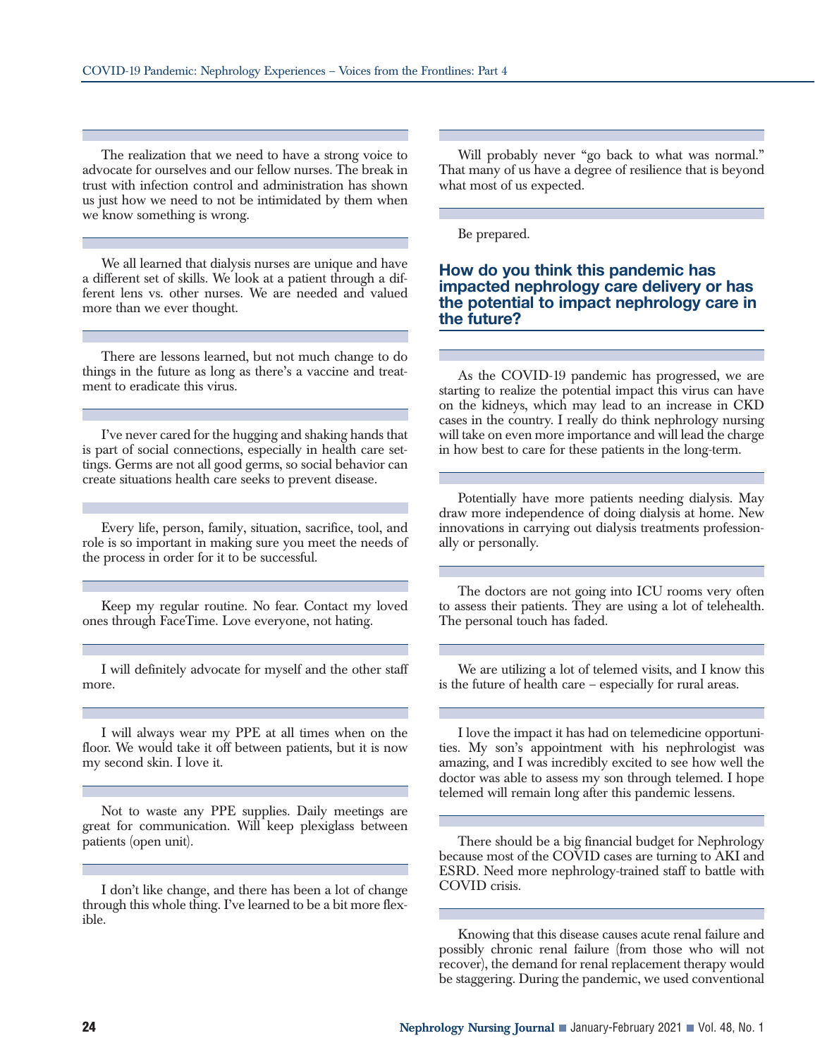The realization that we need to have a strong voice to advocate for ourselves and our fellow nurses. The break in trust with infection control and administration has shown us just how we need to not be intimidated by them when we know something is wrong.

We all learned that dialysis nurses are unique and have a different set of skills. We look at a patient through a different lens vs. other nurses. We are needed and valued more than we ever thought.

There are lessons learned, but not much change to do things in the future as long as there's a vaccine and treatment to eradicate this virus.

I've never cared for the hugging and shaking hands that is part of social connections, especially in health care settings. Germs are not all good germs, so social behavior can create situations health care seeks to prevent disease.

Every life, person, family, situation, sacrifice, tool, and role is so important in making sure you meet the needs of the process in order for it to be successful.

Keep my regular routine. No fear. Contact my loved ones through FaceTime. Love everyone, not hating.

I will definitely advocate for myself and the other staff more.

I will always wear my PPE at all times when on the floor. We would take it off between patients, but it is now my second skin. I love it.

Not to waste any PPE supplies. Daily meetings are great for communication. Will keep plexiglass between patients (open unit).

I don't like change, and there has been a lot of change through this whole thing. I've learned to be a bit more flexible.

Will probably never "go back to what was normal." That many of us have a degree of resilience that is beyond what most of us expected.

Be prepared.

## How do you think this pandemic has impacted nephrology care delivery or has the potential to impact nephrology care in the future?

As the COVID-19 pandemic has progressed, we are starting to realize the potential impact this virus can have on the kidneys, which may lead to an increase in CKD cases in the country. I really do think nephrology nursing will take on even more importance and will lead the charge in how best to care for these patients in the long-term.

Potentially have more patients needing dialysis. May draw more independence of doing dialysis at home. New innovations in carrying out dialysis treatments professionally or personally.

The doctors are not going into ICU rooms very often to assess their patients. They are using a lot of telehealth. The personal touch has faded.

We are utilizing a lot of telemed visits, and I know this is the future of health care – especially for rural areas.

I love the impact it has had on telemedicine opportunities. My son's appointment with his nephrologist was amazing, and I was incredibly excited to see how well the doctor was able to assess my son through telemed. I hope telemed will remain long after this pandemic lessens.

There should be a big financial budget for Nephrology because most of the COVID cases are turning to AKI and ESRD. Need more nephrology-trained staff to battle with COVID crisis.

Knowing that this disease causes acute renal failure and possibly chronic renal failure (from those who will not recover), the demand for renal replacement therapy would be staggering. During the pandemic, we used conventional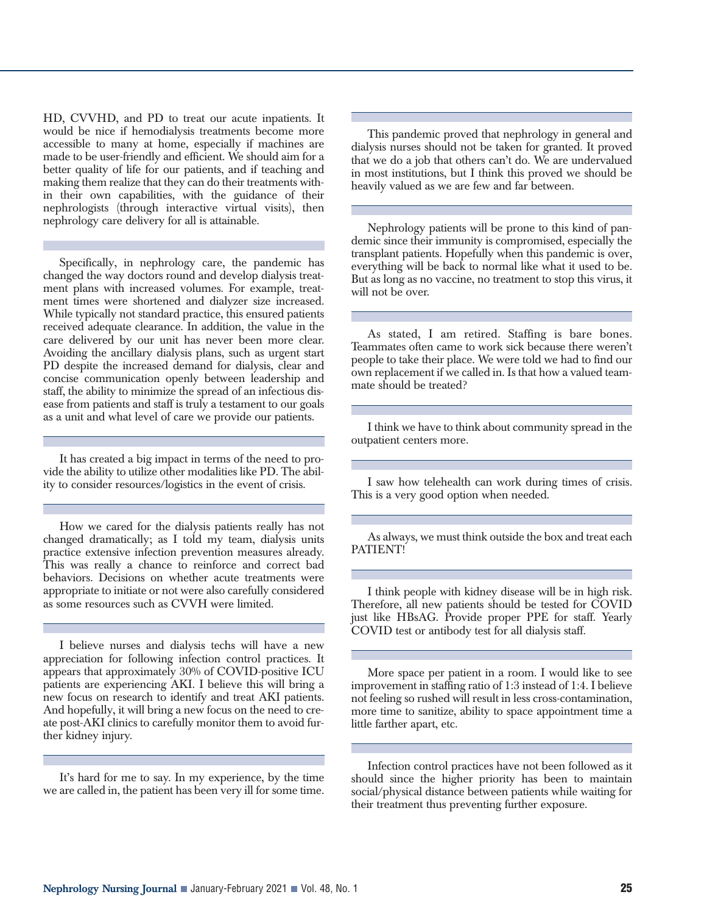HD, CVVHD, and PD to treat our acute inpatients. It would be nice if hemodialysis treatments become more accessible to many at home, especially if machines are made to be user-friendly and efficient. We should aim for a better quality of life for our patients, and if teaching and making them realize that they can do their treatments within their own capabilities, with the guidance of their nephrologists (through interactive virtual visits), then nephrology care delivery for all is attainable.

Specifically, in nephrology care, the pandemic has changed the way doctors round and develop dialysis treatment plans with increased volumes. For example, treatment times were shortened and dialyzer size increased. While typically not standard practice, this ensured patients received adequate clearance. In addition, the value in the care delivered by our unit has never been more clear. Avoiding the ancillary dialysis plans, such as urgent start PD despite the increased demand for dialysis, clear and concise communication openly between leadership and staff, the ability to minimize the spread of an infectious disease from patients and staff is truly a testament to our goals as a unit and what level of care we provide our patients.

It has created a big impact in terms of the need to provide the ability to utilize other modalities like PD. The ability to consider resources/logistics in the event of crisis.

How we cared for the dialysis patients really has not changed dramatically; as I told my team, dialysis units practice extensive infection prevention measures already. This was really a chance to reinforce and correct bad behaviors. Decisions on whether acute treatments were appropriate to initiate or not were also carefully considered as some resources such as CVVH were limited.

I believe nurses and dialysis techs will have a new appreciation for following infection control practices. It appears that approximately 30% of COVID-positive ICU patients are experiencing AKI. I believe this will bring a new focus on research to identify and treat AKI patients. And hopefully, it will bring a new focus on the need to create post-AKI clinics to carefully monitor them to avoid further kidney injury.

It's hard for me to say. In my experience, by the time we are called in, the patient has been very ill for some time.

This pandemic proved that nephrology in general and dialysis nurses should not be taken for granted. It proved that we do a job that others can't do. We are undervalued in most institutions, but I think this proved we should be heavily valued as we are few and far between.

Nephrology patients will be prone to this kind of pandemic since their immunity is compromised, especially the transplant patients. Hopefully when this pandemic is over, everything will be back to normal like what it used to be. But as long as no vaccine, no treatment to stop this virus, it will not be over.

As stated, I am retired. Staffing is bare bones. Teammates often came to work sick because there weren't people to take their place. We were told we had to find our own replacement if we called in. Is that how a valued teammate should be treated?

I think we have to think about community spread in the outpatient centers more.

I saw how telehealth can work during times of crisis. This is a very good option when needed.

As always, we must think outside the box and treat each PATIENT!

I think people with kidney disease will be in high risk. Therefore, all new patients should be tested for COVID just like HBsAG. Provide proper PPE for staff. Yearly COVID test or antibody test for all dialysis staff.

More space per patient in a room. I would like to see improvement in staffing ratio of 1:3 instead of 1:4. I believe not feeling so rushed will result in less cross-contamination, more time to sanitize, ability to space appointment time a little farther apart, etc.

Infection control practices have not been followed as it should since the higher priority has been to maintain social/physical distance between patients while waiting for their treatment thus preventing further exposure.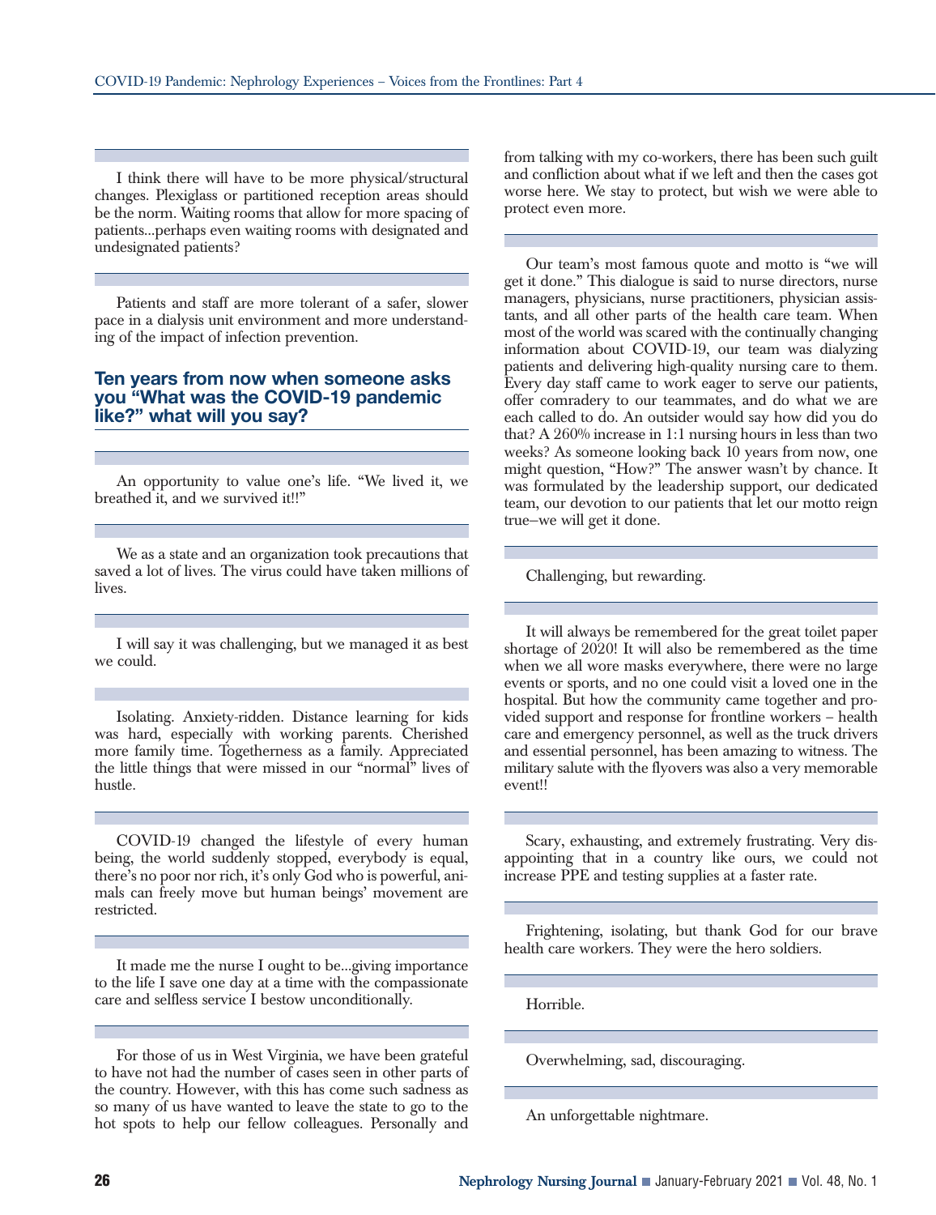I think there will have to be more physical/structural changes. Plexiglass or partitioned reception areas should be the norm. Waiting rooms that allow for more spacing of patients...perhaps even waiting rooms with designated and undesignated patients?

---

Patients and staff are more tolerant of a safer, slower pace in a dialysis unit environment and more understanding of the impact of infection prevention.

## Ten years from now when someone asks you "What was the COVID-19 pandemic like?" what will you say?

---

An opportunity to value one's life. "We lived it, we breathed it, and we survived it!!"

---

We as a state and an organization took precautions that saved a lot of lives. The virus could have taken millions of lives.

---

I will say it was challenging, but we managed it as best we could.

---

Isolating. Anxiety-ridden. Distance learning for kids was hard, especially with working parents. Cherished more family time. Togetherness as a family. Appreciated the little things that were missed in our "normal" lives of hustle.

---

COVID-19 changed the lifestyle of every human being, the world suddenly stopped, everybody is equal, there's no poor nor rich, it's only God who is powerful, animals can freely move but human beings' movement are restricted.

---

It made me the nurse I ought to be...giving importance to the life I save one day at a time with the compassionate care and selfless service I bestow unconditionally.

---

For those of us in West Virginia, we have been grateful to have not had the number of cases seen in other parts of the country. However, with this has come such sadness as so many of us have wanted to leave the state to go to the hot spots to help our fellow colleagues. Personally and from talking with my co-workers, there has been such guilt and confliction about what if we left and then the cases got worse here. We stay to protect, but wish we were able to protect even more.

---

Our team's most famous quote and motto is "we will get it done." This dialogue is said to nurse directors, nurse managers, physicians, nurse practitioners, physician assistants, and all other parts of the health care team. When most of the world was scared with the continually changing information about COVID-19, our team was dialyzing patients and delivering high-quality nursing care to them. Every day staff came to work eager to serve our patients, offer comradery to our teammates, and do what we are each called to do. An outsider would say how did you do that? A 260% increase in 1:1 nursing hours in less than two weeks? As someone looking back 10 years from now, one might question, "How?" The answer wasn't by chance. It was formulated by the leadership support, our dedicated team, our devotion to our patients that let our motto reign true–we will get it done.

---

Challenging, but rewarding.

---

It will always be remembered for the great toilet paper shortage of 2020! It will also be remembered as the time when we all wore masks everywhere, there were no large events or sports, and no one could visit a loved one in the hospital. But how the community came together and provided support and response for frontline workers – health care and emergency personnel, as well as the truck drivers and essential personnel, has been amazing to witness. The military salute with the flyovers was also a very memorable event!!

---

Scary, exhausting, and extremely frustrating. Very disappointing that in a country like ours, we could not increase PPE and testing supplies at a faster rate.

---

Frightening, isolating, but thank God for our brave health care workers. They were the hero soldiers.

---

Horrible.

---

Overwhelming, sad, discouraging.

---

An unforgettable nightmare.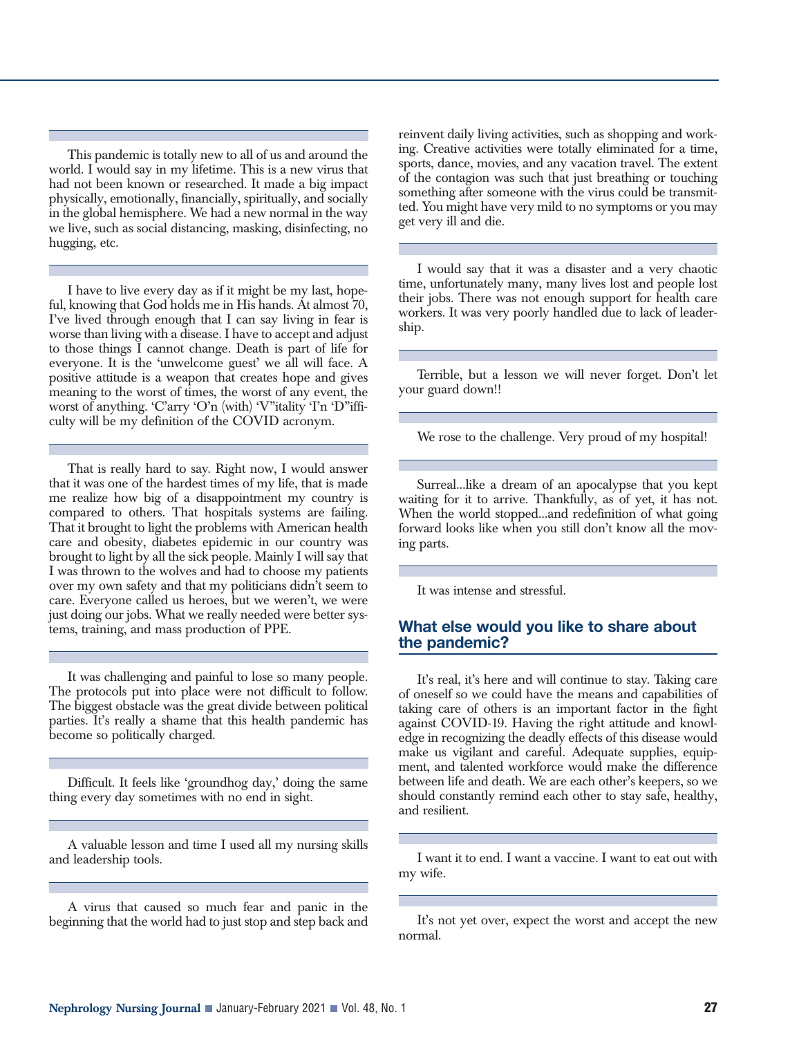This pandemic is totally new to all of us and around the world. I would say in my lifetime. This is a new virus that had not been known or researched. It made a big impact physically, emotionally, financially, spiritually, and socially in the global hemisphere. We had a new normal in the way we live, such as social distancing, masking, disinfecting, no hugging, etc.

I have to live every day as if it might be my last, hopeful, knowing that God holds me in His hands. At almost 70, I've lived through enough that I can say living in fear is worse than living with a disease. I have to accept and adjust to those things I cannot change. Death is part of life for everyone. It is the 'unwelcome guest' we all will face. A positive attitude is a weapon that creates hope and gives meaning to the worst of times, the worst of any event, the worst of anything. 'C'arry 'O'n (with) 'V"itality 'I'n 'D"ifficulty will be my definition of the COVID acronym.

That is really hard to say. Right now, I would answer that it was one of the hardest times of my life, that is made me realize how big of a disappointment my country is compared to others. That hospitals systems are failing. That it brought to light the problems with American health care and obesity, diabetes epidemic in our country was brought to light by all the sick people. Mainly I will say that I was thrown to the wolves and had to choose my patients over my own safety and that my politicians didn't seem to care. Everyone called us heroes, but we weren't, we were just doing our jobs. What we really needed were better systems, training, and mass production of PPE.

It was challenging and painful to lose so many people. The protocols put into place were not difficult to follow. The biggest obstacle was the great divide between political parties. It's really a shame that this health pandemic has become so politically charged.

Difficult. It feels like 'groundhog day,' doing the same thing every day sometimes with no end in sight.

A valuable lesson and time I used all my nursing skills and leadership tools.

A virus that caused so much fear and panic in the beginning that the world had to just stop and step back and reinvent daily living activities, such as shopping and working. Creative activities were totally eliminated for a time, sports, dance, movies, and any vacation travel. The extent of the contagion was such that just breathing or touching something after someone with the virus could be transmitted. You might have very mild to no symptoms or you may get very ill and die.

I would say that it was a disaster and a very chaotic time, unfortunately many, many lives lost and people lost their jobs. There was not enough support for health care workers. It was very poorly handled due to lack of leadership.

Terrible, but a lesson we will never forget. Don't let your guard down!!

We rose to the challenge. Very proud of my hospital!

Surreal...like a dream of an apocalypse that you kept waiting for it to arrive. Thankfully, as of yet, it has not. When the world stopped...and redefinition of what going forward looks like when you still don't know all the moving parts.

It was intense and stressful.

## What else would you like to share about the pandemic?

It's real, it's here and will continue to stay. Taking care of oneself so we could have the means and capabilities of taking care of others is an important factor in the fight against COVID-19. Having the right attitude and knowledge in recognizing the deadly effects of this disease would make us vigilant and careful. Adequate supplies, equipment, and talented workforce would make the difference between life and death. We are each other's keepers, so we should constantly remind each other to stay safe, healthy, and resilient.

I want it to end. I want a vaccine. I want to eat out with my wife.

It's not yet over, expect the worst and accept the new normal.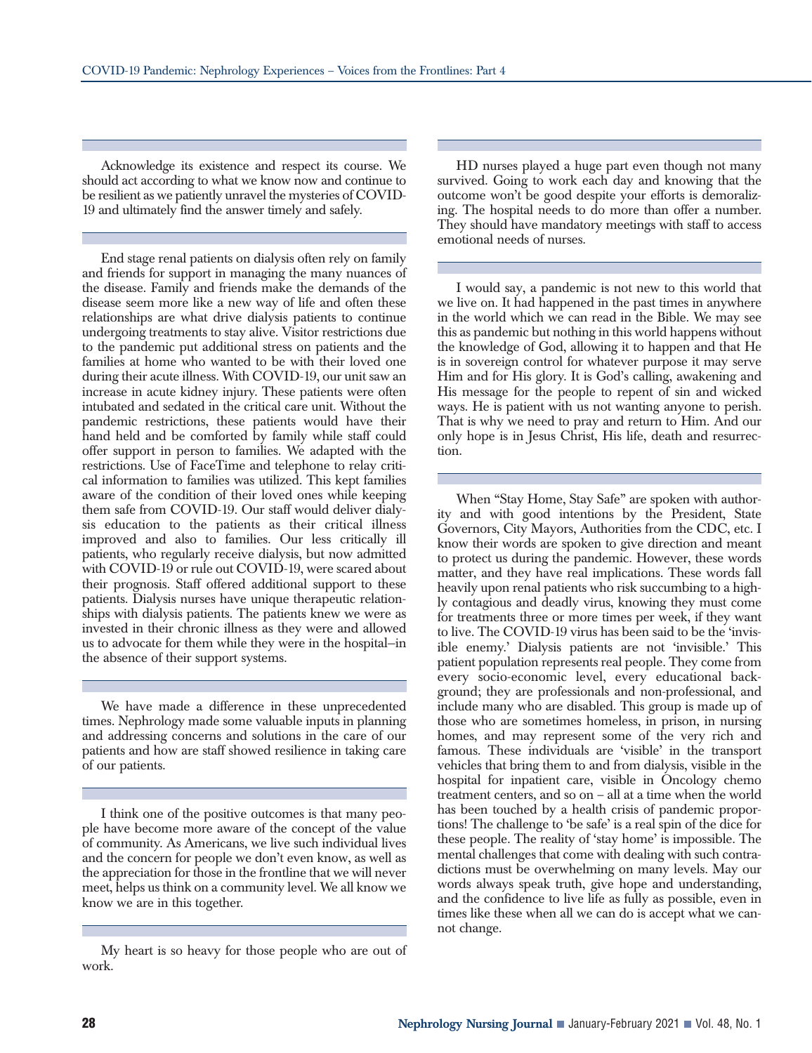Acknowledge its existence and respect its course. We should act according to what we know now and continue to be resilient as we patiently unravel the mysteries of COVID-19 and ultimately find the answer timely and safely.

---

End stage renal patients on dialysis often rely on family and friends for support in managing the many nuances of the disease. Family and friends make the demands of the disease seem more like a new way of life and often these relationships are what drive dialysis patients to continue undergoing treatments to stay alive. Visitor restrictions due to the pandemic put additional stress on patients and the families at home who wanted to be with their loved one during their acute illness. With COVID-19, our unit saw an increase in acute kidney injury. These patients were often intubated and sedated in the critical care unit. Without the pandemic restrictions, these patients would have their hand held and be comforted by family while staff could offer support in person to families. We adapted with the restrictions. Use of FaceTime and telephone to relay critical information to families was utilized. This kept families aware of the condition of their loved ones while keeping them safe from COVID-19. Our staff would deliver dialysis education to the patients as their critical illness improved and also to families. Our less critically ill patients, who regularly receive dialysis, but now admitted with COVID-19 or rule out COVID-19, were scared about their prognosis. Staff offered additional support to these patients. Dialysis nurses have unique therapeutic relationships with dialysis patients. The patients knew we were as invested in their chronic illness as they were and allowed us to advocate for them while they were in the hospital–in the absence of their support systems.

---

We have made a difference in these unprecedented times. Nephrology made some valuable inputs in planning and addressing concerns and solutions in the care of our patients and how are staff showed resilience in taking care of our patients.

---

I think one of the positive outcomes is that many people have become more aware of the concept of the value of community. As Americans, we live such individual lives and the concern for people we don't even know, as well as the appreciation for those in the frontline that we will never meet, helps us think on a community level. We all know we know we are in this together.

---

My heart is so heavy for those people who are out of work.

---

HD nurses played a huge part even though not many survived. Going to work each day and knowing that the outcome won't be good despite your efforts is demoralizing. The hospital needs to do more than offer a number. They should have mandatory meetings with staff to access emotional needs of nurses.

---

I would say, a pandemic is not new to this world that we live on. It had happened in the past times in anywhere in the world which we can read in the Bible. We may see this as pandemic but nothing in this world happens without the knowledge of God, allowing it to happen and that He is in sovereign control for whatever purpose it may serve Him and for His glory. It is God's calling, awakening and His message for the people to repent of sin and wicked ways. He is patient with us not wanting anyone to perish. That is why we need to pray and return to Him. And our only hope is in Jesus Christ, His life, death and resurrection.

---

When "Stay Home, Stay Safe" are spoken with authority and with good intentions by the President, State Governors, City Mayors, Authorities from the CDC, etc. I know their words are spoken to give direction and meant to protect us during the pandemic. However, these words matter, and they have real implications. These words fall heavily upon renal patients who risk succumbing to a highly contagious and deadly virus, knowing they must come for treatments three or more times per week, if they want to live. The COVID-19 virus has been said to be the 'invisible enemy.' Dialysis patients are not 'invisible.' This patient population represents real people. They come from every socio-economic level, every educational background; they are professionals and non-professional, and include many who are disabled. This group is made up of those who are sometimes homeless, in prison, in nursing homes, and may represent some of the very rich and famous. These individuals are 'visible' in the transport vehicles that bring them to and from dialysis, visible in the hospital for inpatient care, visible in Oncology chemo treatment centers, and so on – all at a time when the world has been touched by a health crisis of pandemic proportions! The challenge to 'be safe' is a real spin of the dice for these people. The reality of 'stay home' is impossible. The mental challenges that come with dealing with such contradictions must be overwhelming on many levels. May our words always speak truth, give hope and understanding, and the confidence to live life as fully as possible, even in times like these when all we can do is accept what we cannot change.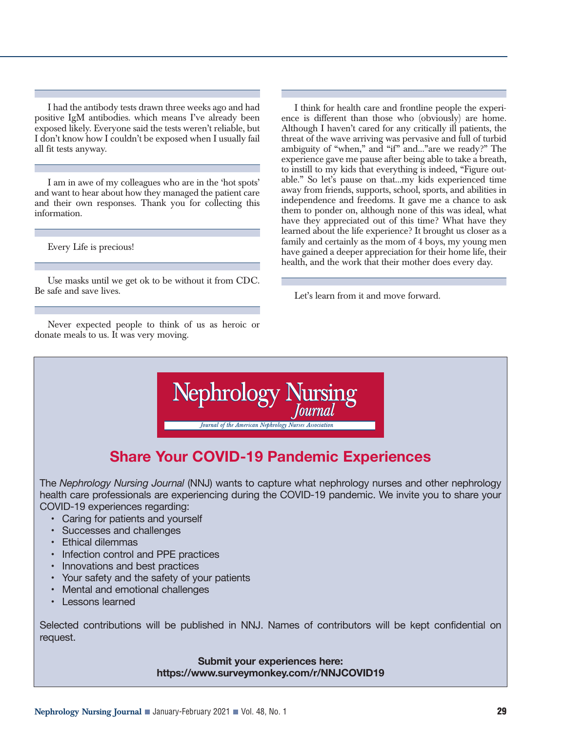I had the antibody tests drawn three weeks ago and had positive IgM antibodies. which means I've already been exposed likely. Everyone said the tests weren't reliable, but I don't know how I couldn't be exposed when I usually fail all fit tests anyway.

---

I am in awe of my colleagues who are in the 'hot spots' and want to hear about how they managed the patient care and their own responses. Thank you for collecting this information.

---

Every Life is precious!

---

Use masks until we get ok to be without it from CDC. Be safe and save lives.

---

Never expected people to think of us as heroic or donate meals to us. It was very moving.

---

I think for health care and frontline people the experience is different than those who (obviously) are home. Although I haven't cared for any critically ill patients, the threat of the wave arriving was pervasive and full of turbid ambiguity of "when," and "if" and..."are we ready?" The experience gave me pause after being able to take a breath, to instill to my kids that everything is indeed, "Figure outable." So let's pause on that...my kids experienced time away from friends, supports, school, sports, and abilities in independence and freedoms. It gave me a chance to ask them to ponder on, although none of this was ideal, what have they appreciated out of this time? What have they learned about the life experience? It brought us closer as a family and certainly as the mom of 4 boys, my young men have gained a deeper appreciation for their home life, their health, and the work that their mother does every day.

---

Let's learn from it and move forward.

---

Nephrology Nursing *Journal*

*Journal of the American Nephrology Nurses Association*

## Share Your COVID-19 Pandemic Experiences

The *Nephrology Nursing Journal* (NNJ) wants to capture what nephrology nurses and other nephrology health care professionals are experiencing during the COVID-19 pandemic. We invite you to share your COVID-19 experiences regarding:

- Caring for patients and yourself
- Successes and challenges
- Ethical dilemmas
- Infection control and PPE practices
- Innovations and best practices
- Your safety and the safety of your patients
- Mental and emotional challenges
- Lessons learned

Selected contributions will be published in NNJ. Names of contributors will be kept confidential on request.

**Submit your experiences here:**
**https://www.surveymonkey.com/r/NNJCOVID19**